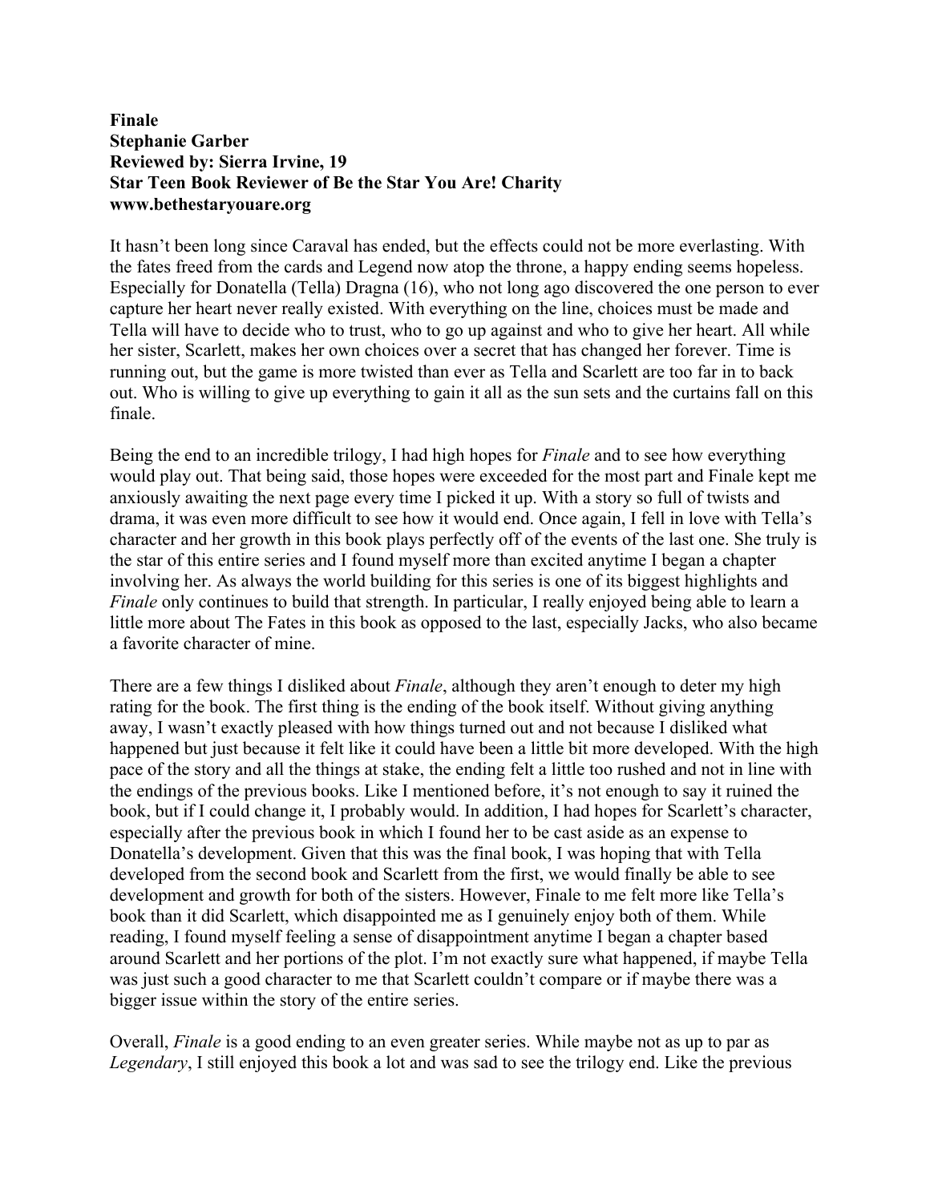**Finale**
**Stephanie Garber**
**Reviewed by: Sierra Irvine, 19**
**Star Teen Book Reviewer of Be the Star You Are! Charity**
**www.bethestaryouare.org**

It hasn't been long since Caraval has ended, but the effects could not be more everlasting. With the fates freed from the cards and Legend now atop the throne, a happy ending seems hopeless. Especially for Donatella (Tella) Dragna (16), who not long ago discovered the one person to ever capture her heart never really existed. With everything on the line, choices must be made and Tella will have to decide who to trust, who to go up against and who to give her heart. All while her sister, Scarlett, makes her own choices over a secret that has changed her forever. Time is running out, but the game is more twisted than ever as Tella and Scarlett are too far in to back out. Who is willing to give up everything to gain it all as the sun sets and the curtains fall on this finale.

Being the end to an incredible trilogy, I had high hopes for *Finale* and to see how everything would play out. That being said, those hopes were exceeded for the most part and Finale kept me anxiously awaiting the next page every time I picked it up. With a story so full of twists and drama, it was even more difficult to see how it would end. Once again, I fell in love with Tella's character and her growth in this book plays perfectly off of the events of the last one. She truly is the star of this entire series and I found myself more than excited anytime I began a chapter involving her. As always the world building for this series is one of its biggest highlights and *Finale* only continues to build that strength. In particular, I really enjoyed being able to learn a little more about The Fates in this book as opposed to the last, especially Jacks, who also became a favorite character of mine.

There are a few things I disliked about *Finale*, although they aren't enough to deter my high rating for the book. The first thing is the ending of the book itself. Without giving anything away, I wasn't exactly pleased with how things turned out and not because I disliked what happened but just because it felt like it could have been a little bit more developed. With the high pace of the story and all the things at stake, the ending felt a little too rushed and not in line with the endings of the previous books. Like I mentioned before, it's not enough to say it ruined the book, but if I could change it, I probably would. In addition, I had hopes for Scarlett's character, especially after the previous book in which I found her to be cast aside as an expense to Donatella's development. Given that this was the final book, I was hoping that with Tella developed from the second book and Scarlett from the first, we would finally be able to see development and growth for both of the sisters. However, Finale to me felt more like Tella's book than it did Scarlett, which disappointed me as I genuinely enjoy both of them. While reading, I found myself feeling a sense of disappointment anytime I began a chapter based around Scarlett and her portions of the plot. I'm not exactly sure what happened, if maybe Tella was just such a good character to me that Scarlett couldn't compare or if maybe there was a bigger issue within the story of the entire series.

Overall, *Finale* is a good ending to an even greater series. While maybe not as up to par as *Legendary*, I still enjoyed this book a lot and was sad to see the trilogy end. Like the previous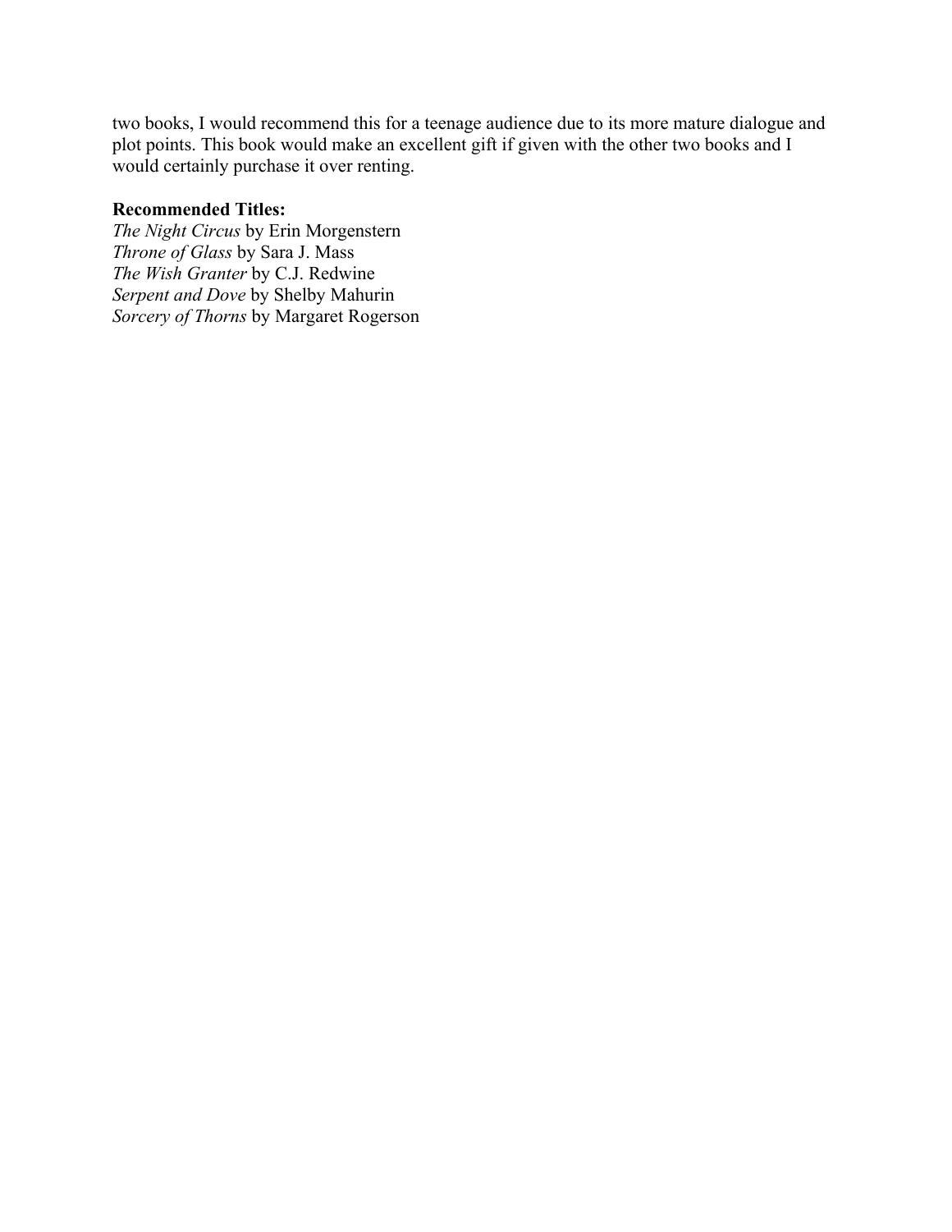two books, I would recommend this for a teenage audience due to its more mature dialogue and plot points. This book would make an excellent gift if given with the other two books and I would certainly purchase it over renting.

**Recommended Titles:**
*The Night Circus* by Erin Morgenstern
*Throne of Glass* by Sara J. Mass
*The Wish Granter* by C.J. Redwine
*Serpent and Dove* by Shelby Mahurin
*Sorcery of Thorns* by Margaret Rogerson